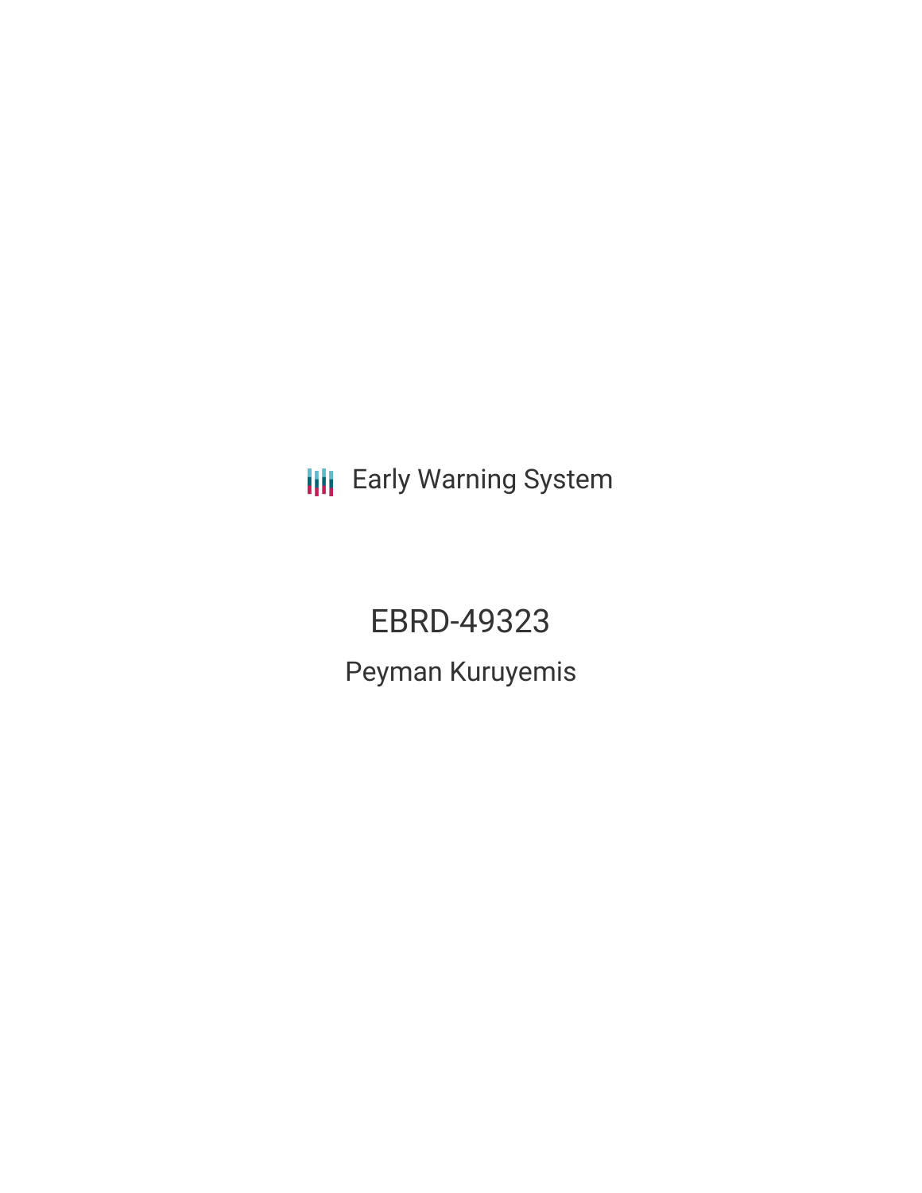Early Warning System

# EBRD-49323

## Peyman Kuruyemis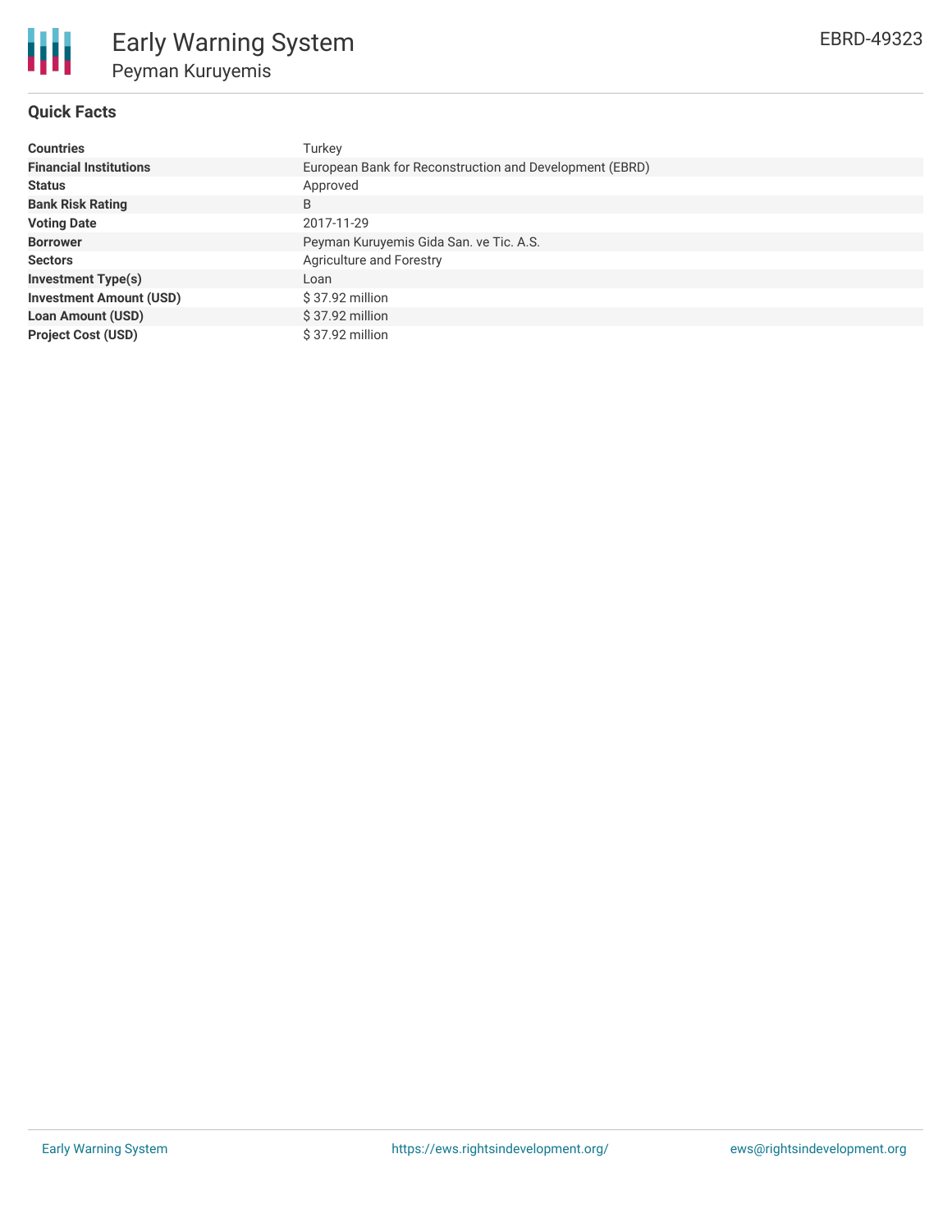# Early Warning System

## Peyman Kuruyemis

EBRD-49323

### Quick Facts

| | |
|---|---|
| **Countries** | Turkey |
| **Financial Institutions** | European Bank for Reconstruction and Development (EBRD) |
| **Status** | Approved |
| **Bank Risk Rating** | B |
| **Voting Date** | 2017-11-29 |
| **Borrower** | Peyman Kuruyemis Gida San. ve Tic. A.S. |
| **Sectors** | Agriculture and Forestry |
| **Investment Type(s)** | Loan |
| **Investment Amount (USD)** | $ 37.92 million |
| **Loan Amount (USD)** | $ 37.92 million |
| **Project Cost (USD)** | $ 37.92 million |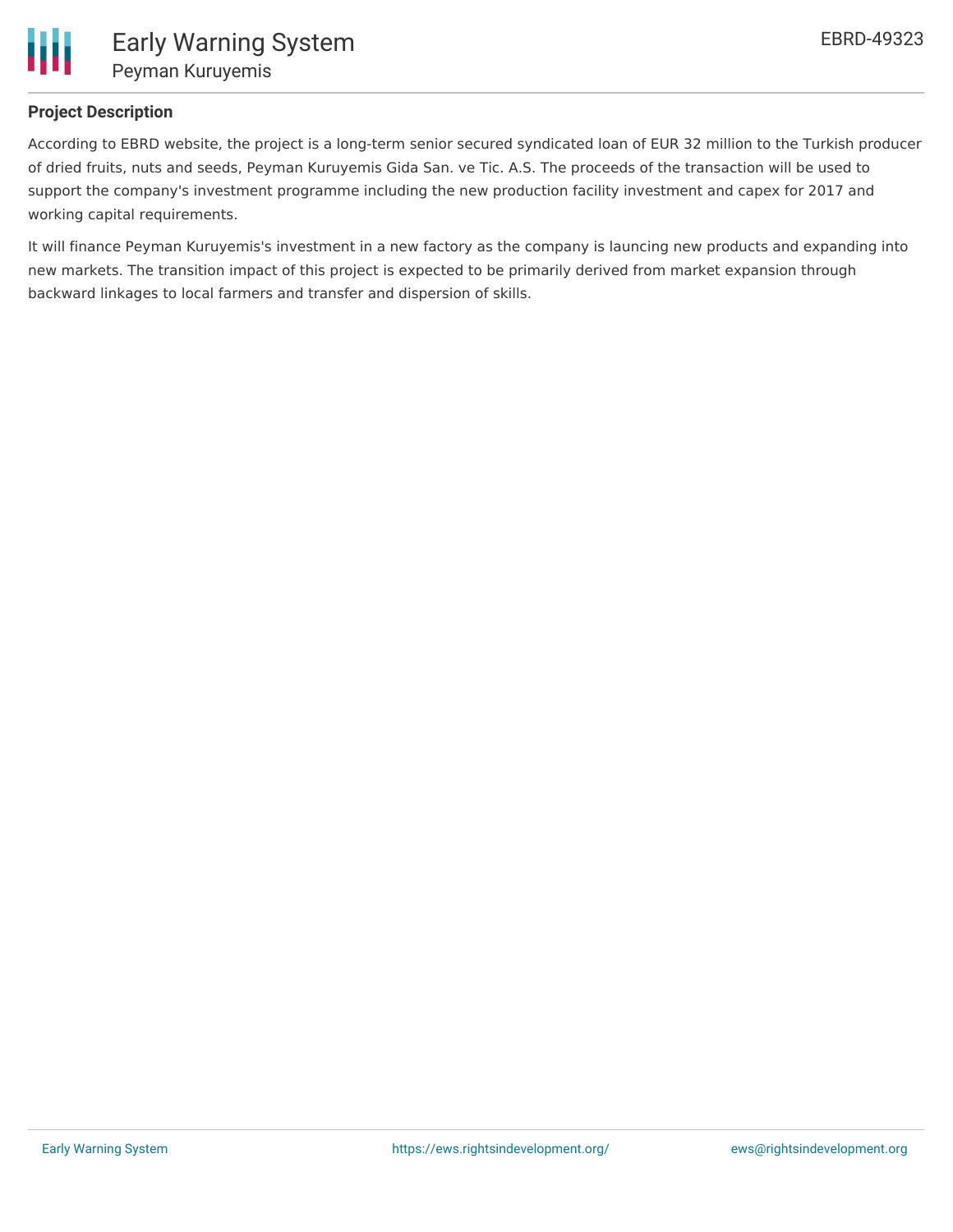## Project Description

According to EBRD website, the project is a long-term senior secured syndicated loan of EUR 32 million to the Turkish producer of dried fruits, nuts and seeds, Peyman Kuruyemis Gida San. ve Tic. A.S. The proceeds of the transaction will be used to support the company's investment programme including the new production facility investment and capex for 2017 and working capital requirements.

It will finance Peyman Kuruyemis's investment in a new factory as the company is launcing new products and expanding into new markets. The transition impact of this project is expected to be primarily derived from market expansion through backward linkages to local farmers and transfer and dispersion of skills.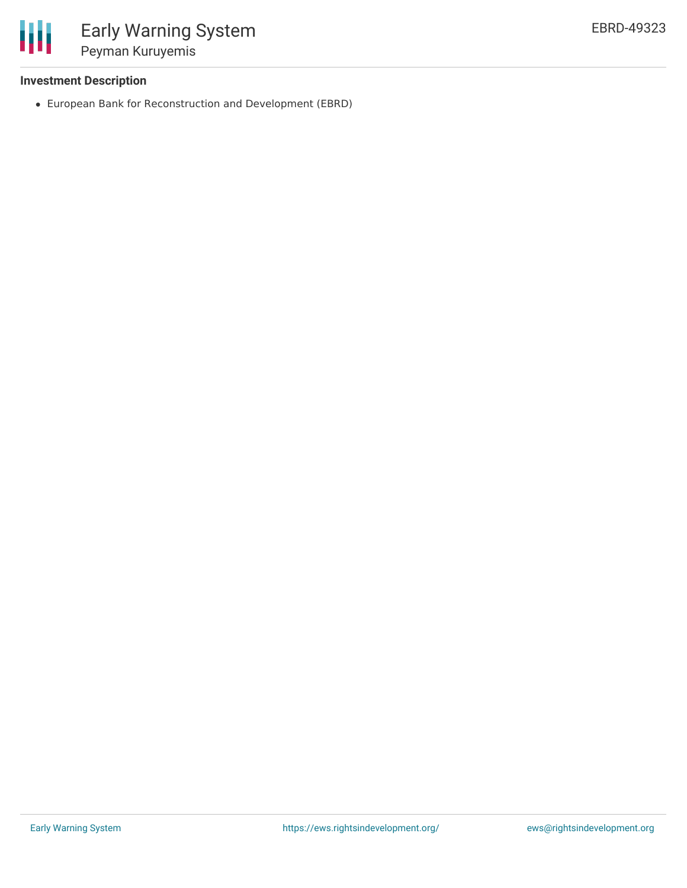### Investment Description

- European Bank for Reconstruction and Development (EBRD)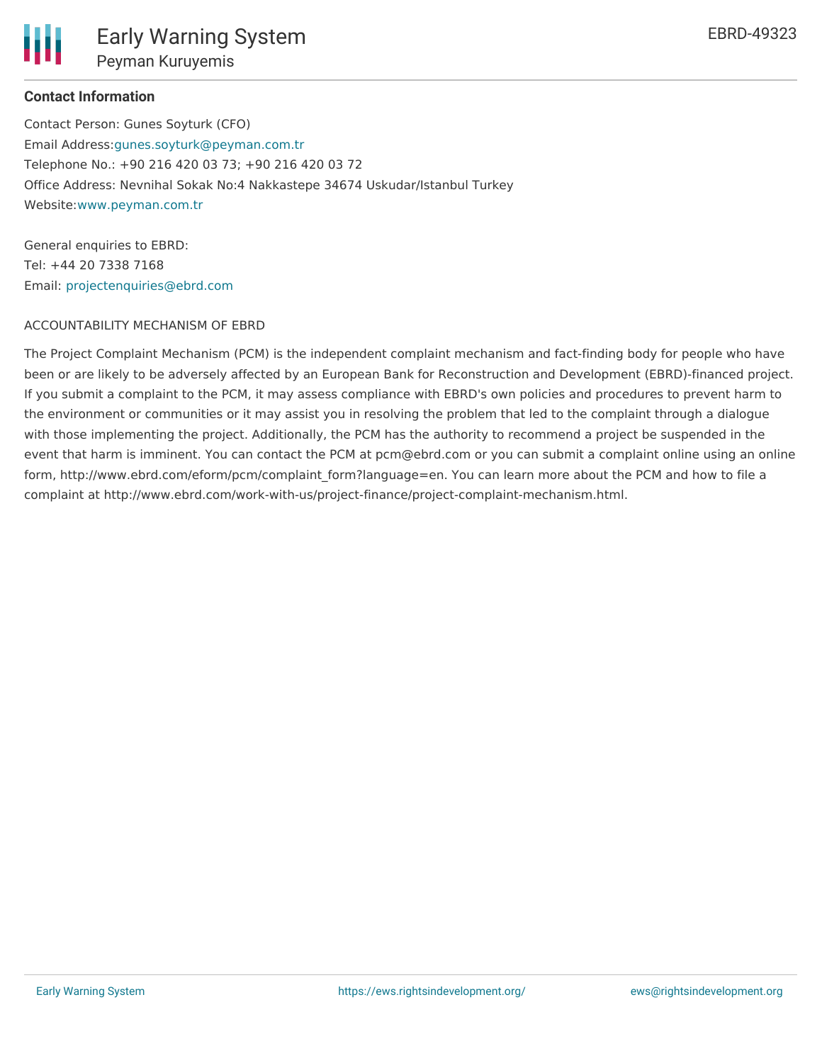### Contact Information

Contact Person: Gunes Soyturk (CFO)
Email Address:gunes.soyturk@peyman.com.tr
Telephone No.: +90 216 420 03 73; +90 216 420 03 72
Office Address: Nevnihal Sokak No:4 Nakkastepe 34674 Uskudar/Istanbul Turkey
Website:www.peyman.com.tr

General enquiries to EBRD:
Tel: +44 20 7338 7168
Email: projectenquiries@ebrd.com

ACCOUNTABILITY MECHANISM OF EBRD

The Project Complaint Mechanism (PCM) is the independent complaint mechanism and fact-finding body for people who have been or are likely to be adversely affected by an European Bank for Reconstruction and Development (EBRD)-financed project. If you submit a complaint to the PCM, it may assess compliance with EBRD's own policies and procedures to prevent harm to the environment or communities or it may assist you in resolving the problem that led to the complaint through a dialogue with those implementing the project. Additionally, the PCM has the authority to recommend a project be suspended in the event that harm is imminent. You can contact the PCM at pcm@ebrd.com or you can submit a complaint online using an online form, http://www.ebrd.com/eform/pcm/complaint_form?language=en. You can learn more about the PCM and how to file a complaint at http://www.ebrd.com/work-with-us/project-finance/project-complaint-mechanism.html.